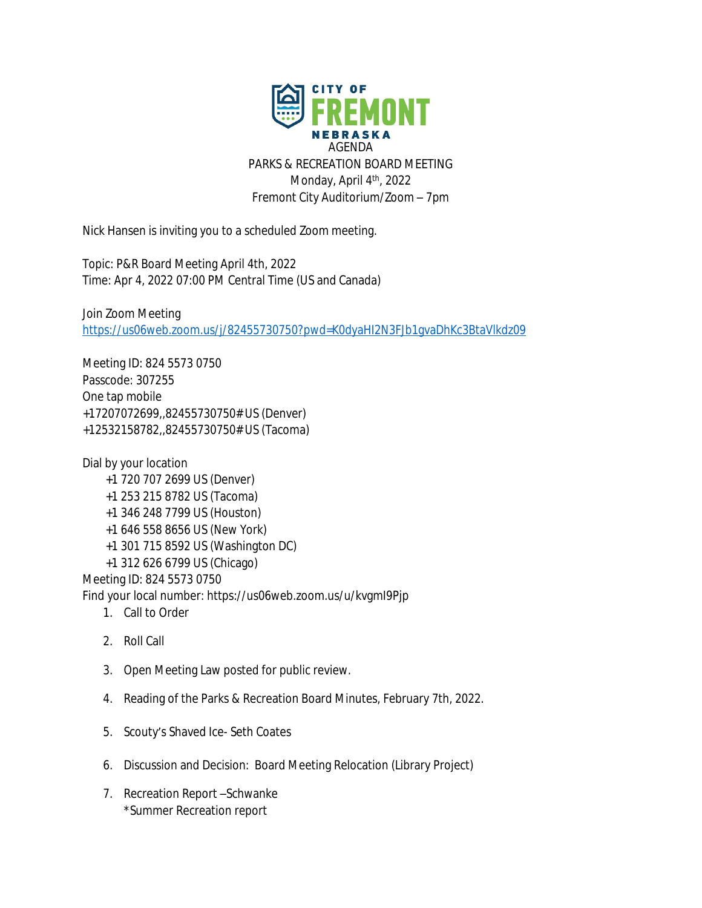CITY OF FREMONT NEBRASKA

AGENDA

PARKS & RECREATION BOARD MEETING

Monday, April 4th, 2022

Fremont City Auditorium/Zoom – 7pm

Nick Hansen is inviting you to a scheduled Zoom meeting.

Topic: P&R Board Meeting April 4th, 2022
Time: Apr 4, 2022 07:00 PM Central Time (US and Canada)

Join Zoom Meeting
https://us06web.zoom.us/j/82455730750?pwd=K0dyaHI2N3FJb1gvaDhKc3BtaVlkdz09

Meeting ID: 824 5573 0750
Passcode: 307255
One tap mobile
+17207072699,,82455730750# US (Denver)
+12532158782,,82455730750# US (Tacoma)

Dial by your location
- +1 720 707 2699 US (Denver)
- +1 253 215 8782 US (Tacoma)
- +1 346 248 7799 US (Houston)
- +1 646 558 8656 US (New York)
- +1 301 715 8592 US (Washington DC)
- +1 312 626 6799 US (Chicago)

Meeting ID: 824 5573 0750
Find your local number: https://us06web.zoom.us/u/kvgmI9Pjp

1. Call to Order
2. Roll Call
3. Open Meeting Law posted for public review.
4. Reading of the Parks & Recreation Board Minutes, February 7th, 2022.
5. Scouty's Shaved Ice- Seth Coates
6. Discussion and Decision: Board Meeting Relocation (Library Project)
7. Recreation Report –Schwanke
   *Summer Recreation report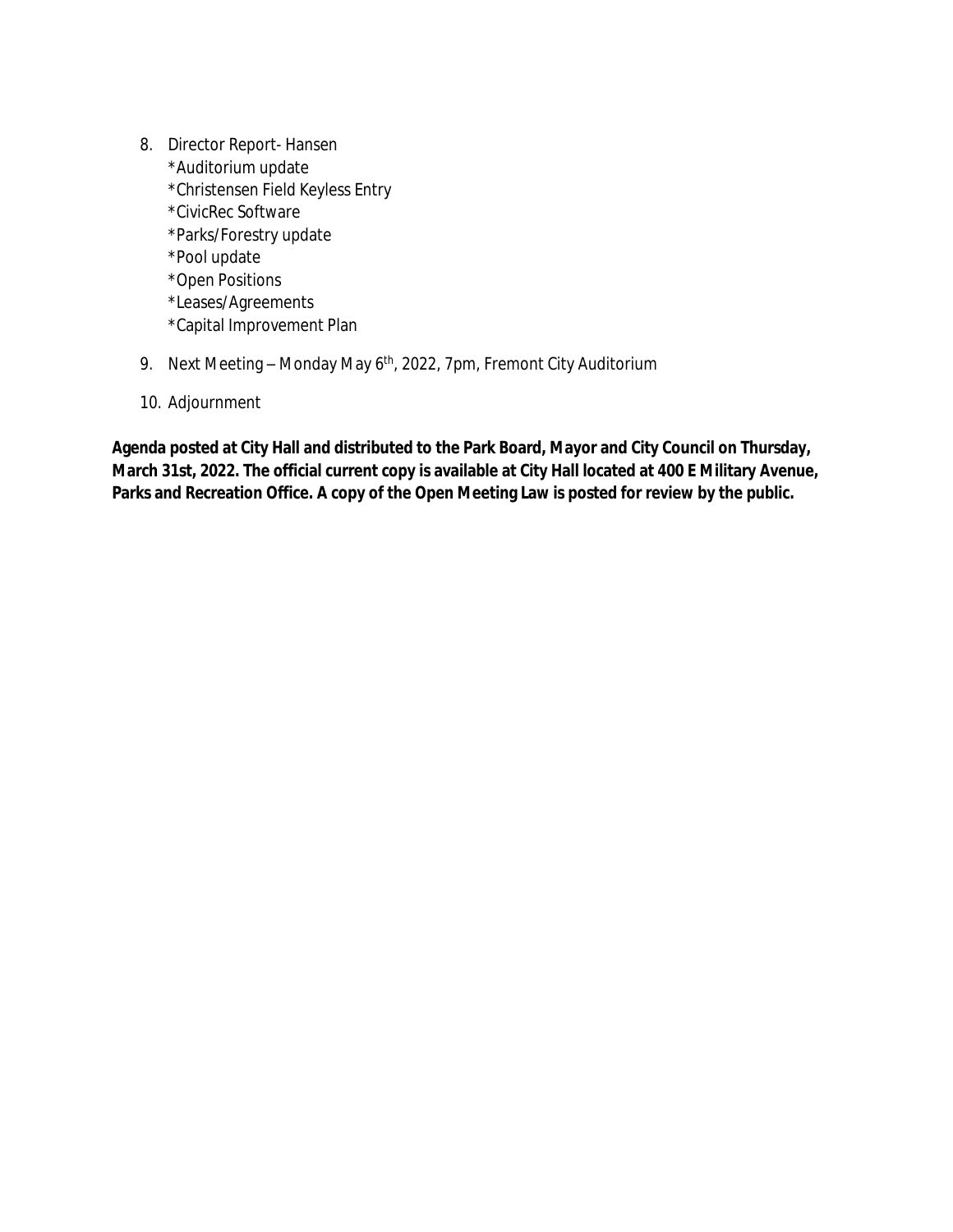8. Director Report- Hansen
   *Auditorium update
   *Christensen Field Keyless Entry
   *CivicRec Software
   *Parks/Forestry update
   *Pool update
   *Open Positions
   *Leases/Agreements
   *Capital Improvement Plan

9. Next Meeting – Monday May 6th, 2022, 7pm, Fremont City Auditorium

10. Adjournment

**Agenda posted at City Hall and distributed to the Park Board, Mayor and City Council on Thursday, March 31st, 2022. The official current copy is available at City Hall located at 400 E Military Avenue, Parks and Recreation Office. A copy of the Open Meeting Law is posted for review by the public.**